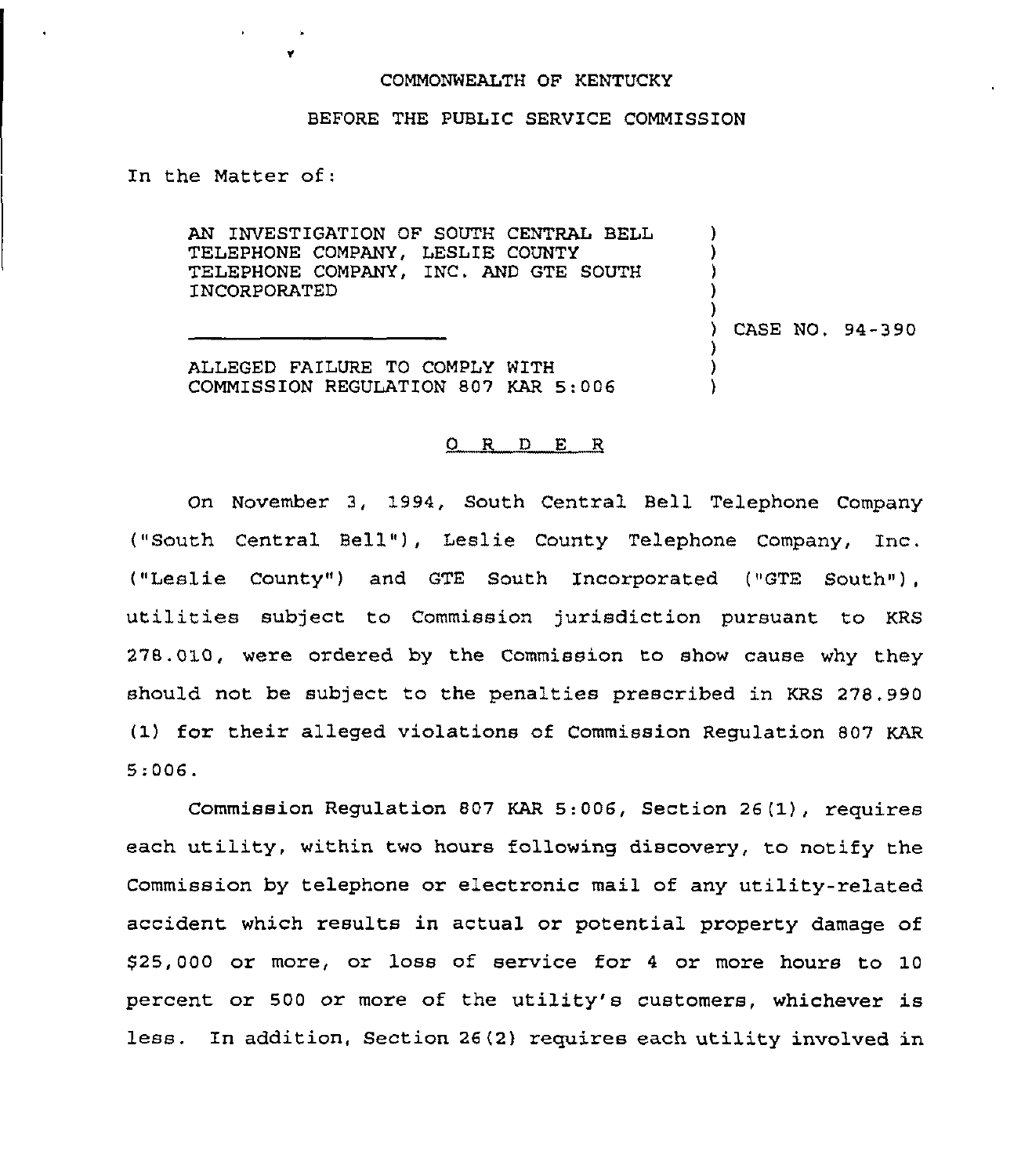COMMONWEALTH OF KENTUCKY

BEFORE THE PUBLIC SERVICE COMMISSION

In the Matter of:

AN INVESTIGATION OF SOUTH CENTRAL BELL TELEPHONE COMPANY, LESLIE COUNTY TELEPHONE COMPANY, INC. AND GTE SOUTH INCORPORATED

ALLEGED FAILURE TO COMPLY WITH COMMISSION REGULATION 807 KAR 5:006

CASE NO. 94-390

O R D E R

On November 3, 1994, South Central Bell Telephone Company ("South Central Bell"), Leslie County Telephone Company, Inc. ("Leslie County") and GTE South Incorporated ("GTE South"), utilities subject to Commission jurisdiction pursuant to KRS 278.010, were ordered by the Commission to show cause why they should not be subject to the penalties prescribed in KRS 278.990 (1) for their alleged violations of Commission Regulation 807 KAR 5:006.

Commission Regulation 807 KAR 5:006, Section 26(1), requires each utility, within two hours following discovery, to notify the Commission by telephone or electronic mail of any utility-related accident which results in actual or potential property damage of $25,000 or more, or loss of service for 4 or more hours to 10 percent or 500 or more of the utility's customers, whichever is less. In addition, Section 26(2) requires each utility involved in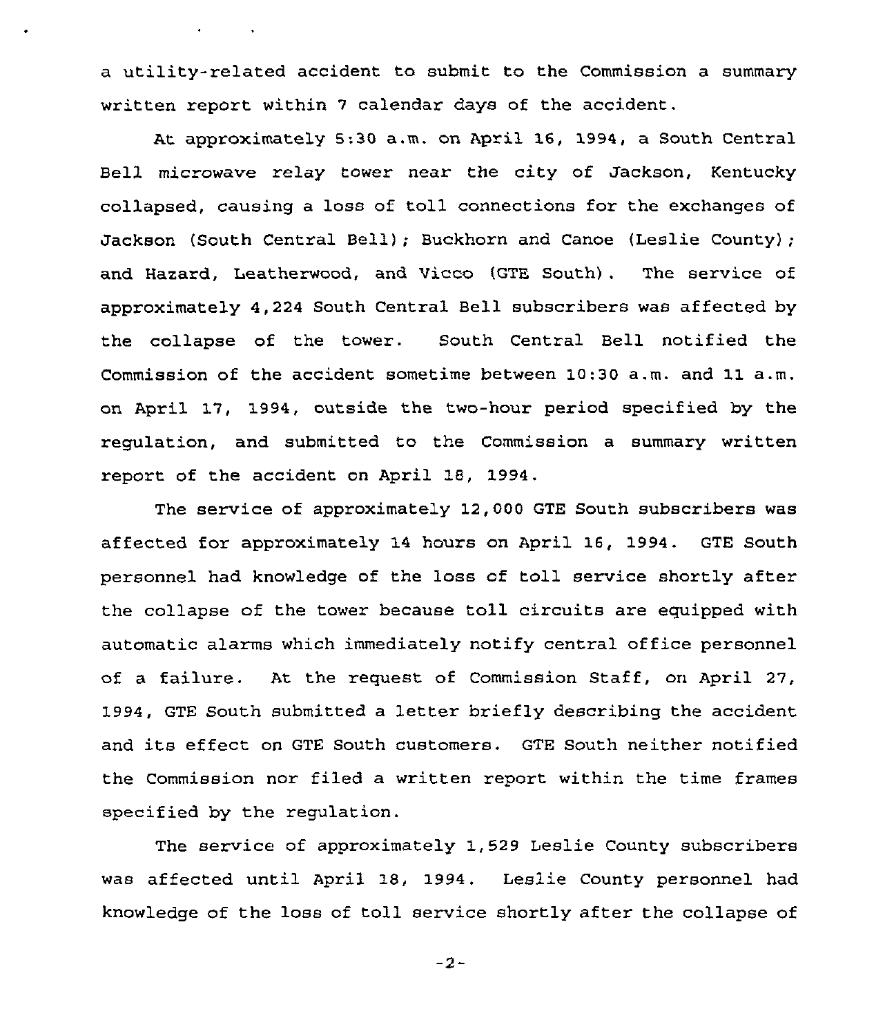a utility-related accident to submit to the Commission a summary written report within 7 calendar days of the accident.

At approximately 5:30 a.m. on April 16, 1994, a South Central Bell microwave relay tower near the city of Jackson, Kentucky collapsed, causing a loss of toll connections for the exchanges of Jackson (South Central Bell); Buckhorn and Canoe (Leslie County); and Hazard, Leatherwood, and Vicco (GTE South). The service of approximately 4,224 South Central Bell subscribers was affected by the collapse of the tower. South Central Bell notified the Commission of the accident sometime between 10:30 a.m. and 11 a.m. on April 17, 1994, outside the two-hour period specified by the regulation, and submitted to the Commission a summary written report of the accident on April 18, 1994.

The service of approximately 12,000 GTE South subscribers was affected for approximately 14 hours on April 16, 1994. GTE South personnel had knowledge of the loss of toll service shortly after the collapse of the tower because toll circuits are equipped with automatic alarms which immediately notify central office personnel of a failure. At the request of Commission Staff, on April 27, 1994, GTE South submitted a letter briefly describing the accident and its effect on GTE South customers. GTE South neither notified the Commission nor filed a written report within the time frames specified by the regulation.

The service of approximately 1,529 Leslie County subscribers was affected until April 18, 1994. Leslie County personnel had knowledge of the loss of toll service shortly after the collapse of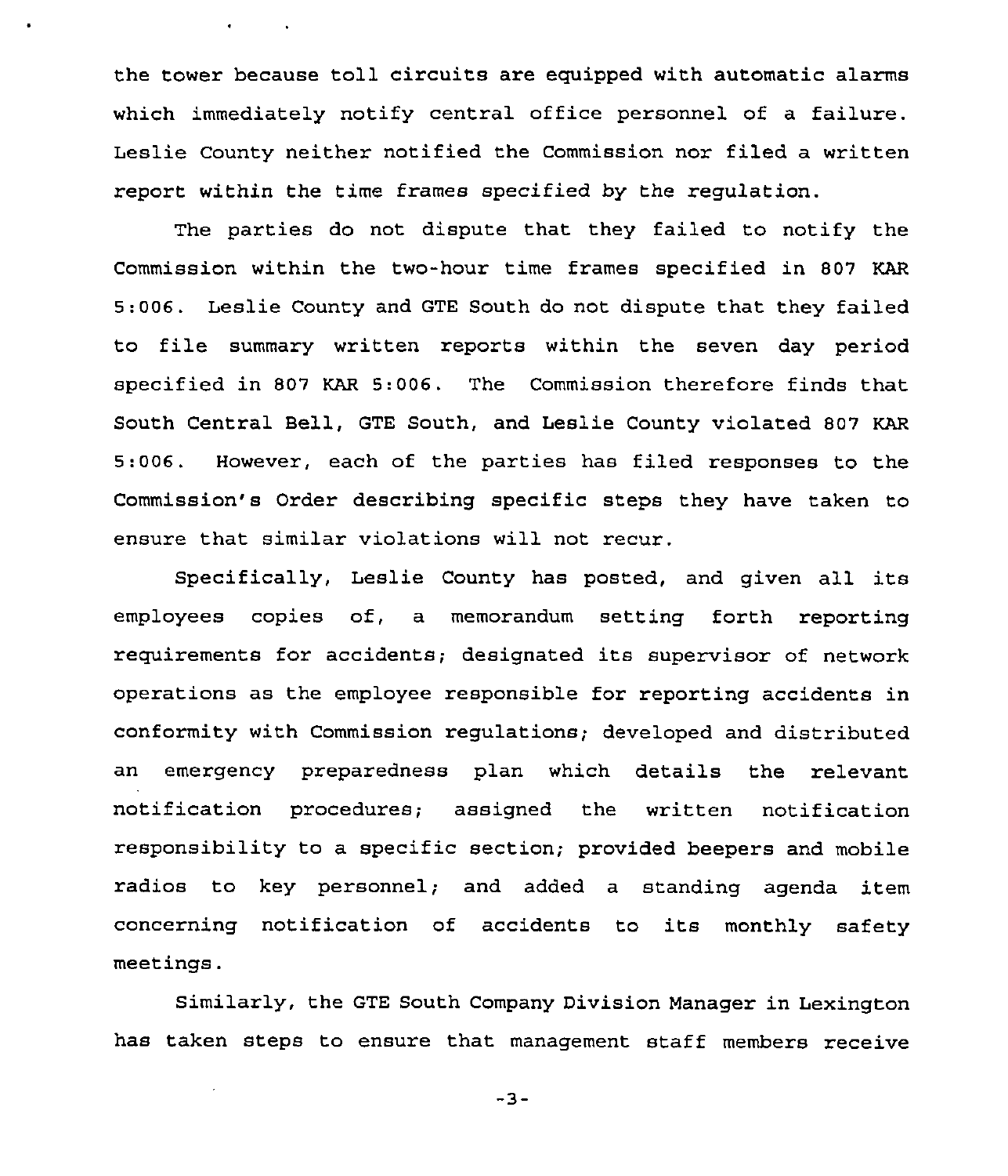the tower because toll circuits are equipped with automatic alarms which immediately notify central office personnel of a failure. Leslie County neither notified the Commission nor filed a written report within the time frames specified by the regulation.

The parties do not dispute that they failed to notify the Commission within the two-hour time frames specified in 807 KAR 5:006. Leslie County and GTE South do not dispute that they failed to file summary written reports within the seven day period specified in 807 KAR 5:006. The Commission therefore finds that South Central Bell, GTE South, and Leslie County violated 807 KAR 5:006. However, each of the parties has filed responses to the Commission's Order describing specific steps they have taken to ensure that similar violations will not recur.

Specifically, Leslie County has posted, and given all its employees copies of, a memorandum setting forth reporting requirements for accidents; designated its supervisor of network operations as the employee responsible for reporting accidents in conformity with Commission regulations; developed and distributed an emergency preparedness plan which details the relevant notification procedures; assigned the written notification responsibility to a specific section; provided beepers and mobile radios to key personnel; and added a standing agenda item concerning notification of accidents to its monthly safety meetings.

Similarly, the GTE South Company Division Manager in Lexington has taken steps to ensure that management staff members receive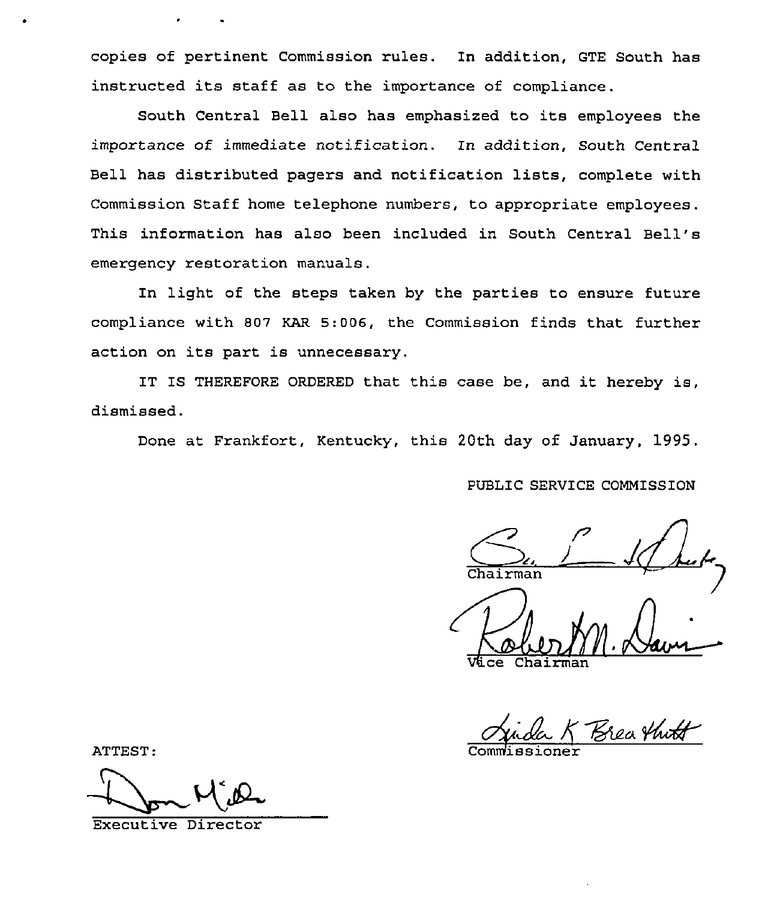copies of pertinent Commission rules. In addition, GTE South has instructed its staff as to the importance of compliance.

South Central Bell also has emphasized to its employees the importance of immediate notification. In addition, South Central Bell has distributed pagers and notification lists, complete with Commission Staff home telephone numbers, to appropriate employees. This information has also been included in South Central Bell's emergency restoration manuals.

In light of the steps taken by the parties to ensure future compliance with 807 KAR 5:006, the Commission finds that further action on its part is unnecessary.

IT IS THEREFORE ORDERED that this case be, and it hereby is, dismissed.

Done at Frankfort, Kentucky, this 20th day of January, 1995.

PUBLIC SERVICE COMMISSION

Chairman

Vice Chairman

Commissioner

ATTEST:

Executive Director